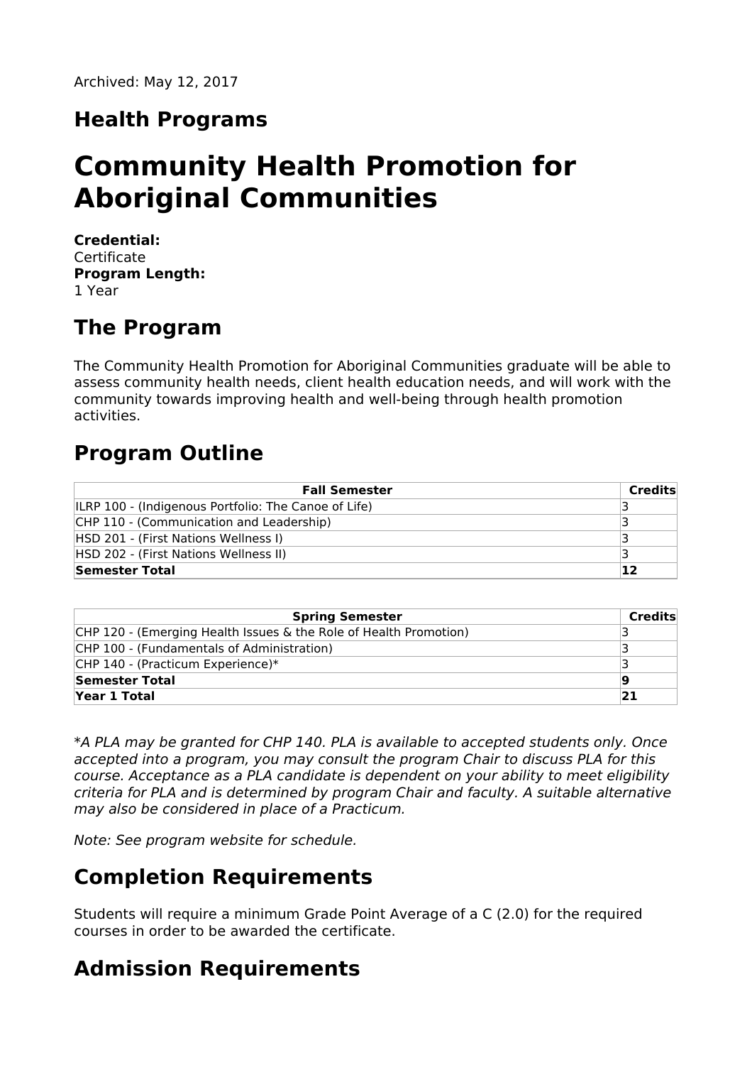Archived: May 12, 2017

## Health Programs

# Community Health Promotion for Aboriginal Communities

**Credential:**
Certificate
**Program Length:**
1 Year

## The Program

The Community Health Promotion for Aboriginal Communities graduate will be able to assess community health needs, client health education needs, and will work with the community towards improving health and well-being through health promotion activities.

## Program Outline

| Fall Semester | Credits |
| --- | --- |
| ILRP 100 - (Indigenous Portfolio: The Canoe of Life) | 3 |
| CHP 110 - (Communication and Leadership) | 3 |
| HSD 201 - (First Nations Wellness I) | 3 |
| HSD 202 - (First Nations Wellness II) | 3 |
| **Semester Total** | **12** |

| Spring Semester | Credits |
| --- | --- |
| CHP 120 - (Emerging Health Issues & the Role of Health Promotion) | 3 |
| CHP 100 - (Fundamentals of Administration) | 3 |
| CHP 140 - (Practicum Experience)* | 3 |
| **Semester Total** | **9** |
| **Year 1 Total** | **21** |

**A PLA may be granted for CHP 140. PLA is available to accepted students only. Once accepted into a program, you may consult the program Chair to discuss PLA for this course. Acceptance as a PLA candidate is dependent on your ability to meet eligibility criteria for PLA and is determined by program Chair and faculty. A suitable alternative may also be considered in place of a Practicum.*

*Note: See program website for schedule.*

## Completion Requirements

Students will require a minimum Grade Point Average of a C (2.0) for the required courses in order to be awarded the certificate.

## Admission Requirements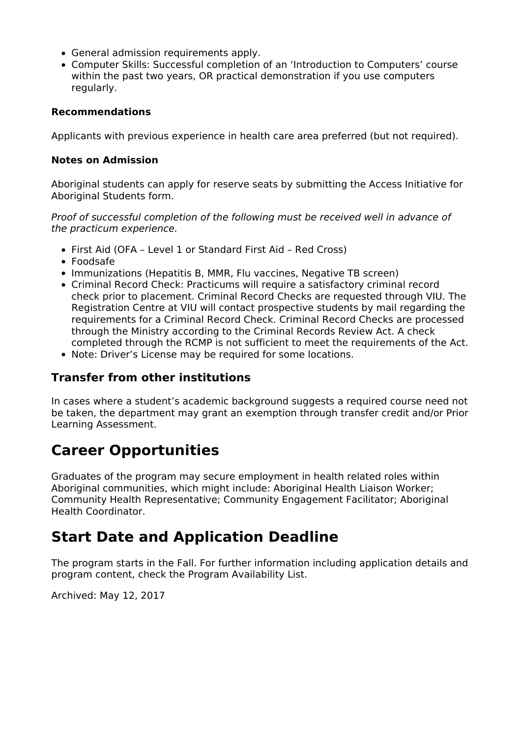- General admission requirements apply.
- Computer Skills: Successful completion of an 'Introduction to Computers' course within the past two years, OR practical demonstration if you use computers regularly.

**Recommendations**

Applicants with previous experience in health care area preferred (but not required).

**Notes on Admission**

Aboriginal students can apply for reserve seats by submitting the Access Initiative for Aboriginal Students form.

*Proof of successful completion of the following must be received well in advance of the practicum experience.*

- First Aid (OFA – Level 1 or Standard First Aid – Red Cross)
- Foodsafe
- Immunizations (Hepatitis B, MMR, Flu vaccines, Negative TB screen)
- Criminal Record Check: Practicums will require a satisfactory criminal record check prior to placement. Criminal Record Checks are requested through VIU. The Registration Centre at VIU will contact prospective students by mail regarding the requirements for a Criminal Record Check. Criminal Record Checks are processed through the Ministry according to the Criminal Records Review Act. A check completed through the RCMP is not sufficient to meet the requirements of the Act.
- Note: Driver's License may be required for some locations.

### Transfer from other institutions

In cases where a student's academic background suggests a required course need not be taken, the department may grant an exemption through transfer credit and/or Prior Learning Assessment.

## Career Opportunities

Graduates of the program may secure employment in health related roles within Aboriginal communities, which might include: Aboriginal Health Liaison Worker; Community Health Representative; Community Engagement Facilitator; Aboriginal Health Coordinator.

## Start Date and Application Deadline

The program starts in the Fall. For further information including application details and program content, check the Program Availability List.

Archived: May 12, 2017